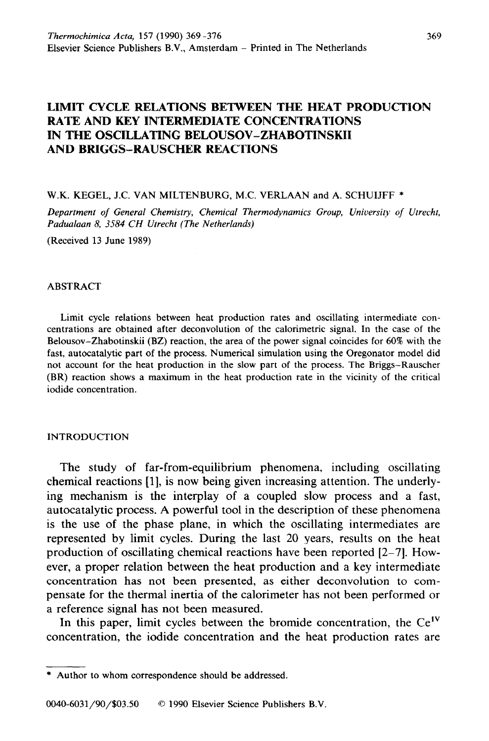# LIMIT CYCLE RELATIONS BETWEEN THE HEAT PRODUCTION RATE AND KEY INTERMEDIATE CONCENTRATIONS IN THE OSCILLATING BELOUSOV–ZHABOTINSKII AND BRIGGS–RAUSCHER REACTIONS

W.K. KEGEL, J.C. VAN MILTENBURG, M.C. VERLAAN and A. SCHUIJFF *

*Department of General Chemistry, Chemical Thermodynamics Group, University of Utrecht, Padualaan 8, 3584 CH Utrecht (The Netherlands)*

(Received 13 June 1989)

## ABSTRACT

Limit cycle relations between heat production rates and oscillating intermediate concentrations are obtained after deconvolution of the calorimetric signal. In the case of the Belousov–Zhabotinskii (BZ) reaction, the area of the power signal coincides for 60% with the fast, autocatalytic part of the process. Numerical simulation using the Oregonator model did not account for the heat production in the slow part of the process. The Briggs–Rauscher (BR) reaction shows a maximum in the heat production rate in the vicinity of the critical iodide concentration.

## INTRODUCTION

The study of far-from-equilibrium phenomena, including oscillating chemical reactions [1], is now being given increasing attention. The underlying mechanism is the interplay of a coupled slow process and a fast, autocatalytic process. A powerful tool in the description of these phenomena is the use of the phase plane, in which the oscillating intermediates are represented by limit cycles. During the last 20 years, results on the heat production of oscillating chemical reactions have been reported [2–7]. However, a proper relation between the heat production and a key intermediate concentration has not been presented, as either deconvolution to compensate for the thermal inertia of the calorimeter has not been performed or a reference signal has not been measured.

In this paper, limit cycles between the bromide concentration, the $Ce^{IV}$ concentration, the iodide concentration and the heat production rates are

---

* Author to whom correspondence should be addressed.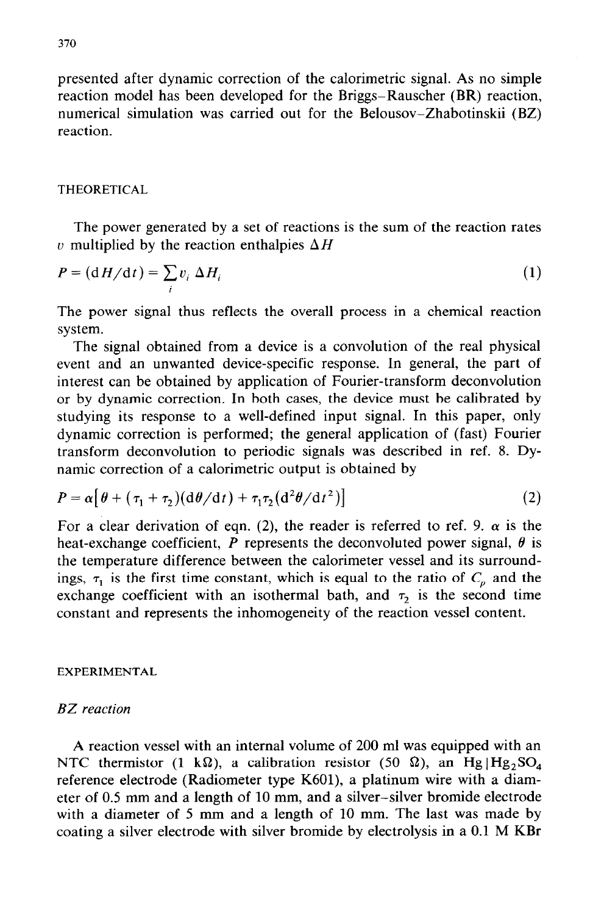presented after dynamic correction of the calorimetric signal. As no simple reaction model has been developed for the Briggs–Rauscher (BR) reaction, numerical simulation was carried out for the Belousov–Zhabotinskii (BZ) reaction.

## THEORETICAL

The power generated by a set of reactions is the sum of the reaction rates $v$ multiplied by the reaction enthalpies $\Delta H$

$$P = (\mathrm{d}H/\mathrm{d}t) = \sum_i v_i \, \Delta H_i \tag{1}$$

The power signal thus reflects the overall process in a chemical reaction system.

The signal obtained from a device is a convolution of the real physical event and an unwanted device-specific response. In general, the part of interest can be obtained by application of Fourier-transform deconvolution or by dynamic correction. In both cases, the device must be calibrated by studying its response to a well-defined input signal. In this paper, only dynamic correction is performed; the general application of (fast) Fourier transform deconvolution to periodic signals was described in ref. 8. Dynamic correction of a calorimetric output is obtained by

$$P = \alpha\left[\theta + (\tau_1 + \tau_2)(\mathrm{d}\theta/\mathrm{d}t) + \tau_1\tau_2(\mathrm{d}^2\theta/\mathrm{d}t^2)\right] \tag{2}$$

For a clear derivation of eqn. (2), the reader is referred to ref. 9. $\alpha$ is the heat-exchange coefficient, $P$ represents the deconvoluted power signal, $\theta$ is the temperature difference between the calorimeter vessel and its surroundings, $\tau_1$ is the first time constant, which is equal to the ratio of $C_p$ and the exchange coefficient with an isothermal bath, and $\tau_2$ is the second time constant and represents the inhomogeneity of the reaction vessel content.

## EXPERIMENTAL

### *BZ reaction*

A reaction vessel with an internal volume of 200 ml was equipped with an NTC thermistor (1 kΩ), a calibration resistor (50 Ω), an $Hg|Hg_2SO_4$ reference electrode (Radiometer type K601), a platinum wire with a diameter of 0.5 mm and a length of 10 mm, and a silver–silver bromide electrode with a diameter of 5 mm and a length of 10 mm. The last was made by coating a silver electrode with silver bromide by electrolysis in a 0.1 M KBr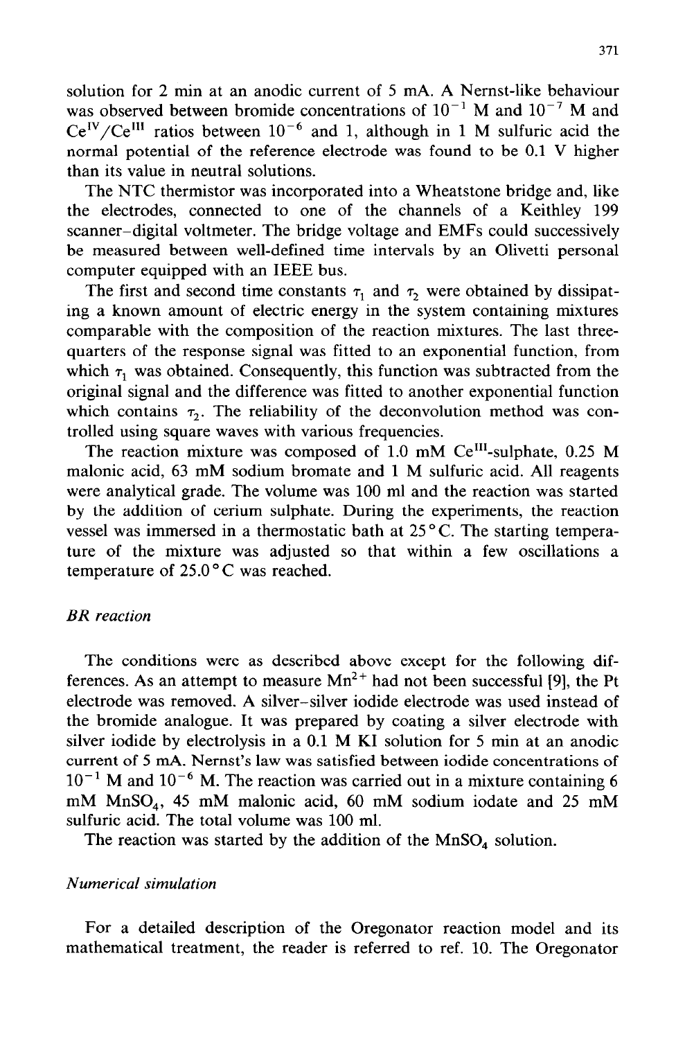solution for 2 min at an anodic current of 5 mA. A Nernst-like behaviour was observed between bromide concentrations of $10^{-1}$ M and $10^{-7}$ M and $Ce^{IV}/Ce^{III}$ ratios between $10^{-6}$ and 1, although in 1 M sulfuric acid the normal potential of the reference electrode was found to be 0.1 V higher than its value in neutral solutions.

The NTC thermistor was incorporated into a Wheatstone bridge and, like the electrodes, connected to one of the channels of a Keithley 199 scanner–digital voltmeter. The bridge voltage and EMFs could successively be measured between well-defined time intervals by an Olivetti personal computer equipped with an IEEE bus.

The first and second time constants $\tau_1$ and $\tau_2$ were obtained by dissipating a known amount of electric energy in the system containing mixtures comparable with the composition of the reaction mixtures. The last three-quarters of the response signal was fitted to an exponential function, from which $\tau_1$ was obtained. Consequently, this function was subtracted from the original signal and the difference was fitted to another exponential function which contains $\tau_2$. The reliability of the deconvolution method was controlled using square waves with various frequencies.

The reaction mixture was composed of 1.0 mM $Ce^{III}$-sulphate, 0.25 M malonic acid, 63 mM sodium bromate and 1 M sulfuric acid. All reagents were analytical grade. The volume was 100 ml and the reaction was started by the addition of cerium sulphate. During the experiments, the reaction vessel was immersed in a thermostatic bath at 25 °C. The starting temperature of the mixture was adjusted so that within a few oscillations a temperature of 25.0 °C was reached.

### *BR reaction*

The conditions were as described above except for the following differences. As an attempt to measure $Mn^{2+}$ had not been successful [9], the Pt electrode was removed. A silver–silver iodide electrode was used instead of the bromide analogue. It was prepared by coating a silver electrode with silver iodide by electrolysis in a 0.1 M KI solution for 5 min at an anodic current of 5 mA. Nernst's law was satisfied between iodide concentrations of $10^{-1}$ M and $10^{-6}$ M. The reaction was carried out in a mixture containing 6 mM $MnSO_4$, 45 mM malonic acid, 60 mM sodium iodate and 25 mM sulfuric acid. The total volume was 100 ml.

The reaction was started by the addition of the $MnSO_4$ solution.

### *Numerical simulation*

For a detailed description of the Oregonator reaction model and its mathematical treatment, the reader is referred to ref. 10. The Oregonator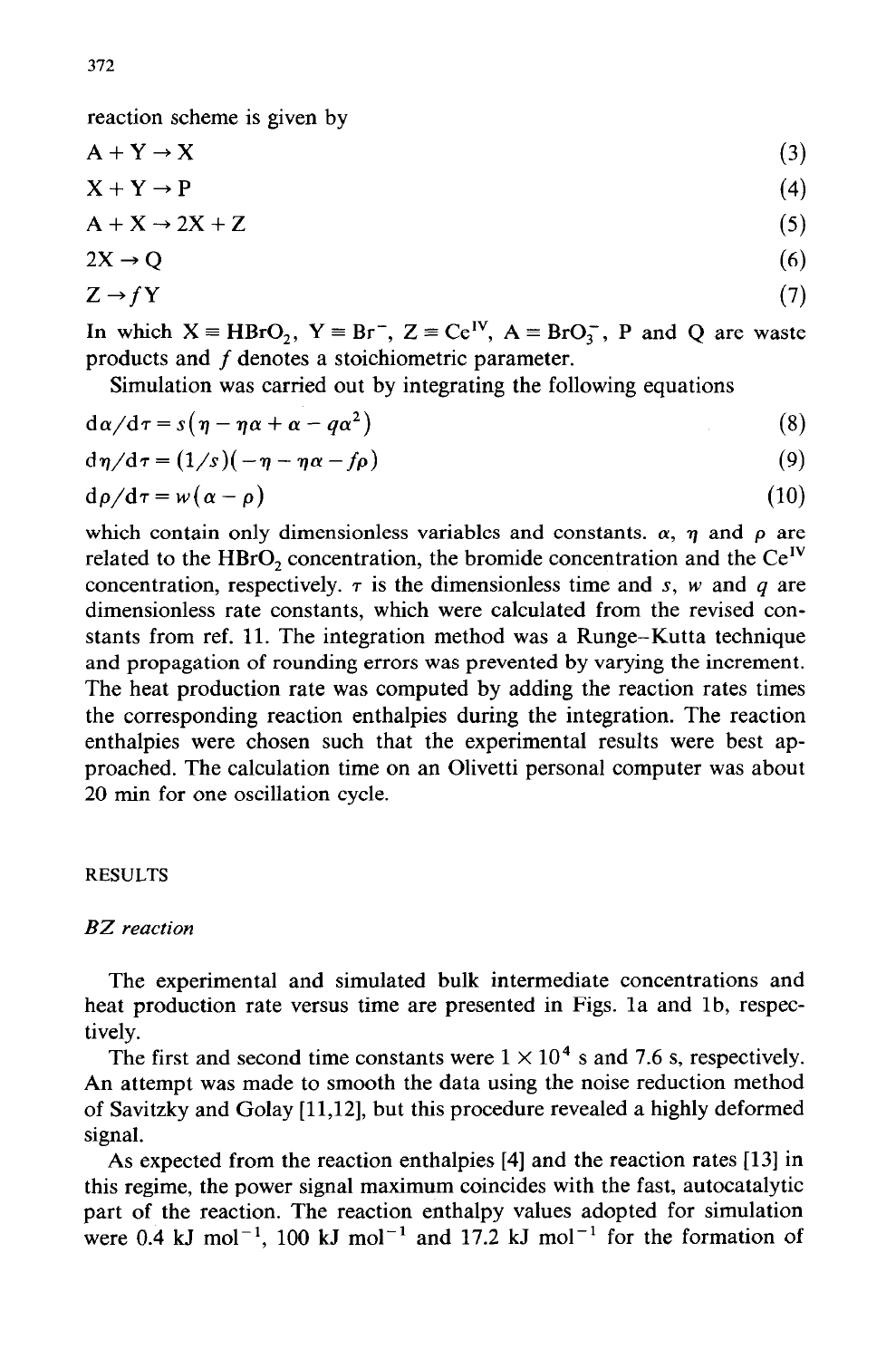reaction scheme is given by

$$A + Y \rightarrow X \tag{3}$$

$$X + Y \rightarrow P \tag{4}$$

$$A + X \rightarrow 2X + Z \tag{5}$$

$$2X \rightarrow Q \tag{6}$$

$$Z \rightarrow fY \tag{7}$$

In which $X \equiv HBrO_2$, $Y \equiv Br^-$, $Z \equiv Ce^{IV}$, $A \equiv BrO_3^-$, P and Q are waste products and $f$ denotes a stoichiometric parameter.

Simulation was carried out by integrating the following equations

$$d\alpha/d\tau = s(\eta - \eta\alpha + \alpha - q\alpha^2) \tag{8}$$

$$d\eta/d\tau = (1/s)(-\eta - \eta\alpha - f\rho) \tag{9}$$

$$d\rho/d\tau = w(\alpha - \rho) \tag{10}$$

which contain only dimensionless variables and constants. $\alpha$, $\eta$ and $\rho$ are related to the $HBrO_2$ concentration, the bromide concentration and the $Ce^{IV}$ concentration, respectively. $\tau$ is the dimensionless time and $s$, $w$ and $q$ are dimensionless rate constants, which were calculated from the revised constants from ref. 11. The integration method was a Runge–Kutta technique and propagation of rounding errors was prevented by varying the increment. The heat production rate was computed by adding the reaction rates times the corresponding reaction enthalpies during the integration. The reaction enthalpies were chosen such that the experimental results were best approached. The calculation time on an Olivetti personal computer was about 20 min for one oscillation cycle.

## RESULTS

### *BZ reaction*

The experimental and simulated bulk intermediate concentrations and heat production rate versus time are presented in Figs. 1a and 1b, respectively.

The first and second time constants were $1 \times 10^4$ s and 7.6 s, respectively. An attempt was made to smooth the data using the noise reduction method of Savitzky and Golay [11,12], but this procedure revealed a highly deformed signal.

As expected from the reaction enthalpies [4] and the reaction rates [13] in this regime, the power signal maximum coincides with the fast, autocatalytic part of the reaction. The reaction enthalpy values adopted for simulation were 0.4 kJ $mol^{-1}$, 100 kJ $mol^{-1}$ and 17.2 kJ $mol^{-1}$ for the formation of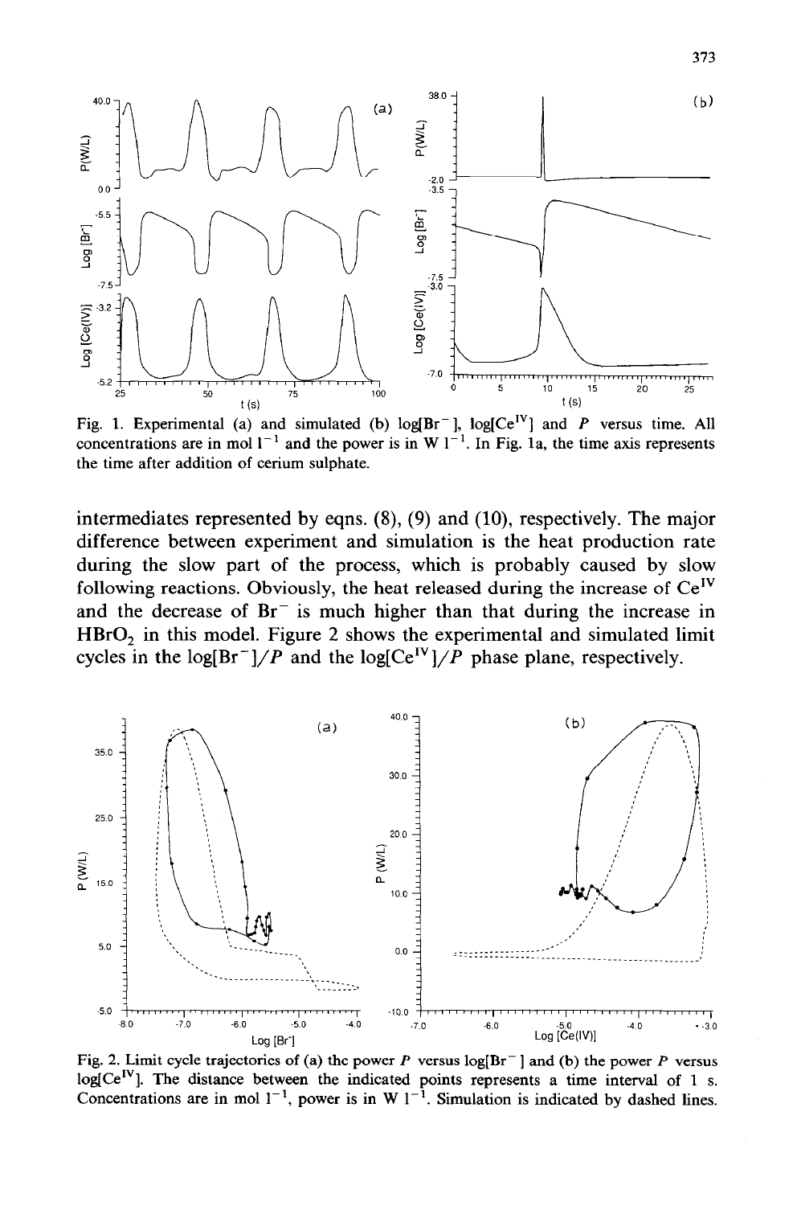Fig. 1. Experimental (a) and simulated (b) log[$Br^-$], log[$Ce^{IV}$] and $P$ versus time. All concentrations are in mol $l^{-1}$ and the power is in W $l^{-1}$. In Fig. 1a, the time axis represents the time after addition of cerium sulphate.

intermediates represented by eqns. (8), (9) and (10), respectively. The major difference between experiment and simulation is the heat production rate during the slow part of the process, which is probably caused by slow following reactions. Obviously, the heat released during the increase of $Ce^{IV}$ and the decrease of $Br^-$ is much higher than that during the increase in $HBrO_2$ in this model. Figure 2 shows the experimental and simulated limit cycles in the log[$Br^-$]/$P$ and the log[$Ce^{IV}$]/$P$ phase plane, respectively.

Fig. 2. Limit cycle trajectories of (a) the power $P$ versus log[$Br^-$] and (b) the power $P$ versus log[$Ce^{IV}$]. The distance between the indicated points represents a time interval of 1 s. Concentrations are in mol $l^{-1}$, power is in W $l^{-1}$. Simulation is indicated by dashed lines.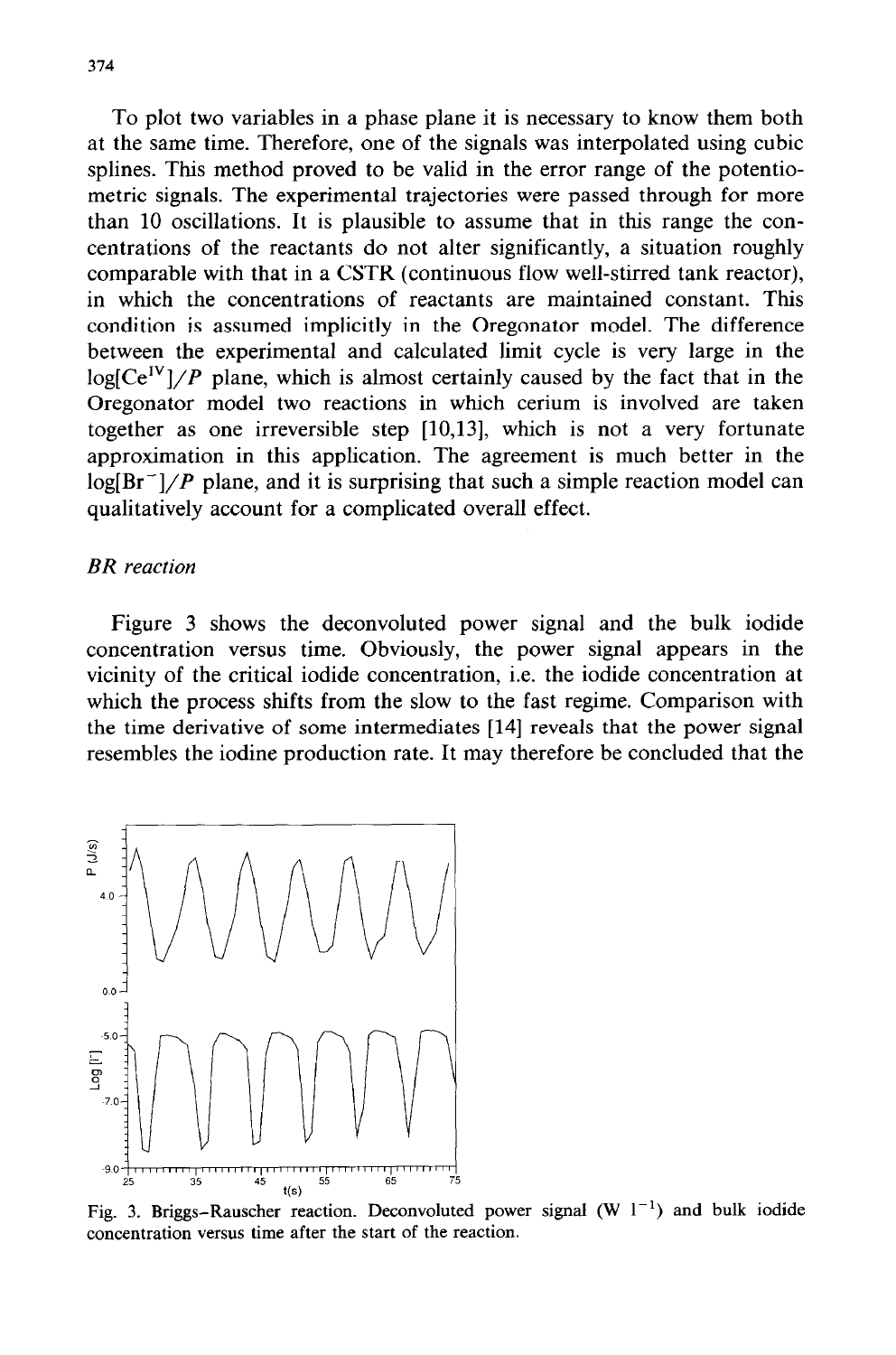To plot two variables in a phase plane it is necessary to know them both at the same time. Therefore, one of the signals was interpolated using cubic splines. This method proved to be valid in the error range of the potentiometric signals. The experimental trajectories were passed through for more than 10 oscillations. It is plausible to assume that in this range the concentrations of the reactants do not alter significantly, a situation roughly comparable with that in a CSTR (continuous flow well-stirred tank reactor), in which the concentrations of reactants are maintained constant. This condition is assumed implicitly in the Oregonator model. The difference between the experimental and calculated limit cycle is very large in the $\log[Ce^{IV}]/P$ plane, which is almost certainly caused by the fact that in the Oregonator model two reactions in which cerium is involved are taken together as one irreversible step [10,13], which is not a very fortunate approximation in this application. The agreement is much better in the $\log[Br^-]/P$ plane, and it is surprising that such a simple reaction model can qualitatively account for a complicated overall effect.

### *BR reaction*

Figure 3 shows the deconvoluted power signal and the bulk iodide concentration versus time. Obviously, the power signal appears in the vicinity of the critical iodide concentration, i.e. the iodide concentration at which the process shifts from the slow to the fast regime. Comparison with the time derivative of some intermediates [14] reveals that the power signal resembles the iodine production rate. It may therefore be concluded that the

Fig. 3. Briggs–Rauscher reaction. Deconvoluted power signal (W $l^{-1}$) and bulk iodide concentration versus time after the start of the reaction.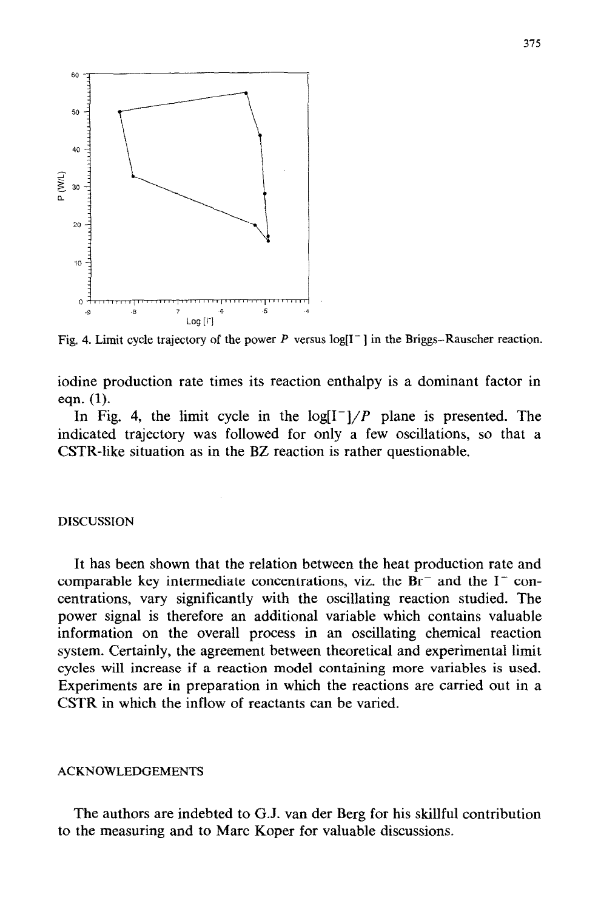Fig. 4. Limit cycle trajectory of the power $P$ versus $\log[I^-]$ in the Briggs–Rauscher reaction.

iodine production rate times its reaction enthalpy is a dominant factor in eqn. (1).

In Fig. 4, the limit cycle in the $\log[I^-]/P$ plane is presented. The indicated trajectory was followed for only a few oscillations, so that a CSTR-like situation as in the BZ reaction is rather questionable.

## DISCUSSION

It has been shown that the relation between the heat production rate and comparable key intermediate concentrations, viz. the $Br^-$ and the $I^-$ concentrations, vary significantly with the oscillating reaction studied. The power signal is therefore an additional variable which contains valuable information on the overall process in an oscillating chemical reaction system. Certainly, the agreement between theoretical and experimental limit cycles will increase if a reaction model containing more variables is used. Experiments are in preparation in which the reactions are carried out in a CSTR in which the inflow of reactants can be varied.

## ACKNOWLEDGEMENTS

The authors are indebted to G.J. van der Berg for his skillful contribution to the measuring and to Marc Koper for valuable discussions.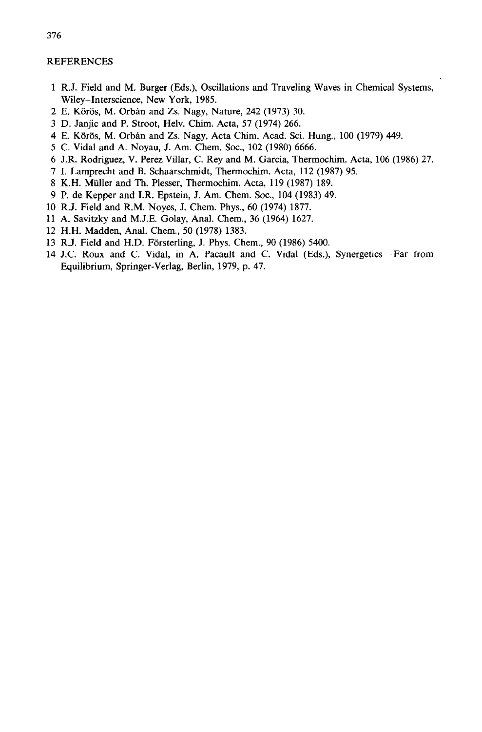## REFERENCES

1. R.J. Field and M. Burger (Eds.), Oscillations and Traveling Waves in Chemical Systems, Wiley–Interscience, New York, 1985.
2. E. Körös, M. Orbán and Zs. Nagy, Nature, 242 (1973) 30.
3. D. Janjic and P. Stroot, Helv. Chim. Acta, 57 (1974) 266.
4. E. Körös, M. Orbán and Zs. Nagy, Acta Chim. Acad. Sci. Hung., 100 (1979) 449.
5. C. Vidal and A. Noyau, J. Am. Chem. Soc., 102 (1980) 6666.
6. J.R. Rodriguez, V. Perez Villar, C. Rey and M. Garcia, Thermochim. Acta, 106 (1986) 27.
7. I. Lamprecht and B. Schaarschmidt, Thermochim. Acta, 112 (1987) 95.
8. K.H. Müller and Th. Plesser, Thermochim. Acta, 119 (1987) 189.
9. P. de Kepper and I.R. Epstein, J. Am. Chem. Soc., 104 (1983) 49.
10. R.J. Field and R.M. Noyes, J. Chem. Phys., 60 (1974) 1877.
11. A. Savitzky and M.J.E. Golay, Anal. Chem., 36 (1964) 1627.
12. H.H. Madden, Anal. Chem., 50 (1978) 1383.
13. R.J. Field and H.D. Försterling, J. Phys. Chem., 90 (1986) 5400.
14. J.C. Roux and C. Vidal, in A. Pacault and C. Vidal (Eds.), Synergetics—Far from Equilibrium, Springer-Verlag, Berlin, 1979, p. 47.